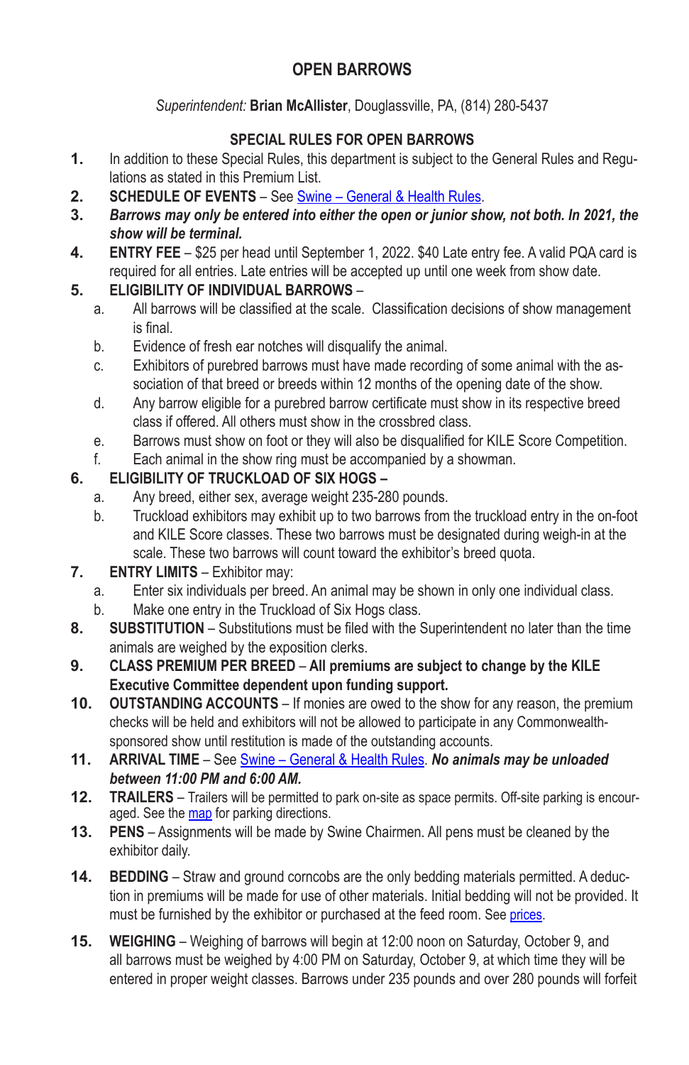# OPEN BARROWS

*Superintendent:* **Brian McAllister**, Douglassville, PA, (814) 280-5437

## SPECIAL RULES FOR OPEN BARROWS

1. In addition to these Special Rules, this department is subject to the General Rules and Regulations as stated in this Premium List.
2. **SCHEDULE OF EVENTS** – See [Swine – General & Health Rules](#).
3. ***Barrows may only be entered into either the open or junior show, not both. In 2021, the show will be terminal.***
4. **ENTRY FEE** – $25 per head until September 1, 2022. $40 Late entry fee. A valid PQA card is required for all entries. Late entries will be accepted up until one week from show date.
5. **ELIGIBILITY OF INDIVIDUAL BARROWS** –
   a. All barrows will be classified at the scale. Classification decisions of show management is final.
   b. Evidence of fresh ear notches will disqualify the animal.
   c. Exhibitors of purebred barrows must have made recording of some animal with the association of that breed or breeds within 12 months of the opening date of the show.
   d. Any barrow eligible for a purebred barrow certificate must show in its respective breed class if offered. All others must show in the crossbred class.
   e. Barrows must show on foot or they will also be disqualified for KILE Score Competition.
   f. Each animal in the show ring must be accompanied by a showman.
6. **ELIGIBILITY OF TRUCKLOAD OF SIX HOGS –**
   a. Any breed, either sex, average weight 235-280 pounds.
   b. Truckload exhibitors may exhibit up to two barrows from the truckload entry in the on-foot and KILE Score classes. These two barrows must be designated during weigh-in at the scale. These two barrows will count toward the exhibitor's breed quota.
7. **ENTRY LIMITS** – Exhibitor may:
   a. Enter six individuals per breed. An animal may be shown in only one individual class.
   b. Make one entry in the Truckload of Six Hogs class.
8. **SUBSTITUTION** – Substitutions must be filed with the Superintendent no later than the time animals are weighed by the exposition clerks.
9. **CLASS PREMIUM PER BREED** – **All premiums are subject to change by the KILE Executive Committee dependent upon funding support.**
10. **OUTSTANDING ACCOUNTS** – If monies are owed to the show for any reason, the premium checks will be held and exhibitors will not be allowed to participate in any Commonwealth-sponsored show until restitution is made of the outstanding accounts.
11. **ARRIVAL TIME** – See [Swine – General & Health Rules](#). ***No animals may be unloaded between 11:00 PM and 6:00 AM.***
12. **TRAILERS** – Trailers will be permitted to park on-site as space permits. Off-site parking is encouraged. See the [map](#) for parking directions.
13. **PENS** – Assignments will be made by Swine Chairmen. All pens must be cleaned by the exhibitor daily.
14. **BEDDING** – Straw and ground corncobs are the only bedding materials permitted. A deduction in premiums will be made for use of other materials. Initial bedding will not be provided. It must be furnished by the exhibitor or purchased at the feed room. See [prices](#).
15. **WEIGHING** – Weighing of barrows will begin at 12:00 noon on Saturday, October 9, and all barrows must be weighed by 4:00 PM on Saturday, October 9, at which time they will be entered in proper weight classes. Barrows under 235 pounds and over 280 pounds will forfeit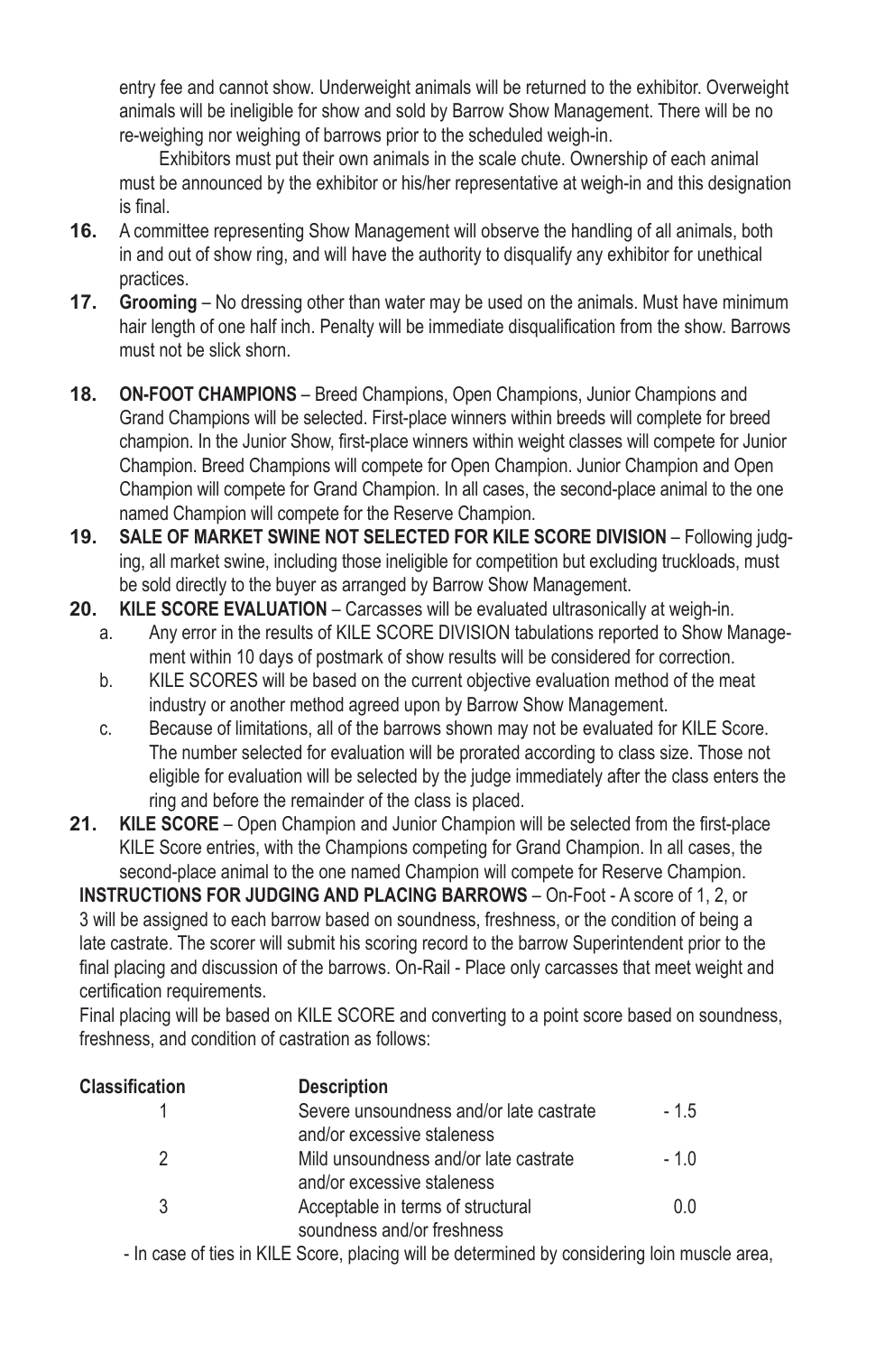entry fee and cannot show. Underweight animals will be returned to the exhibitor. Overweight animals will be ineligible for show and sold by Barrow Show Management. There will be no re-weighing nor weighing of barrows prior to the scheduled weigh-in.

Exhibitors must put their own animals in the scale chute. Ownership of each animal must be announced by the exhibitor or his/her representative at weigh-in and this designation is final.

**16.** A committee representing Show Management will observe the handling of all animals, both in and out of show ring, and will have the authority to disqualify any exhibitor for unethical practices.

**17.** **Grooming** – No dressing other than water may be used on the animals. Must have minimum hair length of one half inch. Penalty will be immediate disqualification from the show. Barrows must not be slick shorn.

**18.** **ON-FOOT CHAMPIONS** – Breed Champions, Open Champions, Junior Champions and Grand Champions will be selected. First-place winners within breeds will complete for breed champion. In the Junior Show, first-place winners within weight classes will compete for Junior Champion. Breed Champions will compete for Open Champion. Junior Champion and Open Champion will compete for Grand Champion. In all cases, the second-place animal to the one named Champion will compete for the Reserve Champion.

**19.** **SALE OF MARKET SWINE NOT SELECTED FOR KILE SCORE DIVISION** – Following judging, all market swine, including those ineligible for competition but excluding truckloads, must be sold directly to the buyer as arranged by Barrow Show Management.

**20.** **KILE SCORE EVALUATION** – Carcasses will be evaluated ultrasonically at weigh-in.

a. Any error in the results of KILE SCORE DIVISION tabulations reported to Show Management within 10 days of postmark of show results will be considered for correction.

b. KILE SCORES will be based on the current objective evaluation method of the meat industry or another method agreed upon by Barrow Show Management.

c. Because of limitations, all of the barrows shown may not be evaluated for KILE Score. The number selected for evaluation will be prorated according to class size. Those not eligible for evaluation will be selected by the judge immediately after the class enters the ring and before the remainder of the class is placed.

**21.** **KILE SCORE** – Open Champion and Junior Champion will be selected from the first-place KILE Score entries, with the Champions competing for Grand Champion. In all cases, the second-place animal to the one named Champion will compete for Reserve Champion.

**INSTRUCTIONS FOR JUDGING AND PLACING BARROWS** – On-Foot - A score of 1, 2, or 3 will be assigned to each barrow based on soundness, freshness, or the condition of being a late castrate. The scorer will submit his scoring record to the barrow Superintendent prior to the final placing and discussion of the barrows. On-Rail - Place only carcasses that meet weight and certification requirements.

Final placing will be based on KILE SCORE and converting to a point score based on soundness, freshness, and condition of castration as follows:

| Classification | Description | |
|---|---|---|
| 1 | Severe unsoundness and/or late castrate and/or excessive staleness | - 1.5 |
| 2 | Mild unsoundness and/or late castrate and/or excessive staleness | - 1.0 |
| 3 | Acceptable in terms of structural soundness and/or freshness | 0.0 |

- In case of ties in KILE Score, placing will be determined by considering loin muscle area,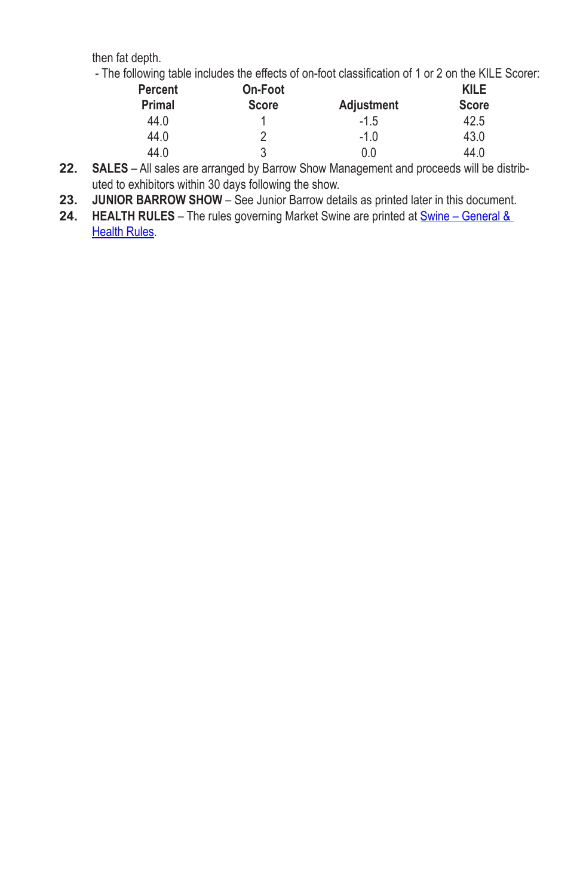then fat depth.

- The following table includes the effects of on-foot classification of 1 or 2 on the KILE Scorer:

| Percent Primal | On-Foot Score | Adjustment | KILE Score |
|---|---|---|---|
| 44.0 | 1 | -1.5 | 42.5 |
| 44.0 | 2 | -1.0 | 43.0 |
| 44.0 | 3 | 0.0 | 44.0 |

22. **SALES** – All sales are arranged by Barrow Show Management and proceeds will be distributed to exhibitors within 30 days following the show.
23. **JUNIOR BARROW SHOW** – See Junior Barrow details as printed later in this document.
24. **HEALTH RULES** – The rules governing Market Swine are printed at Swine – General & Health Rules.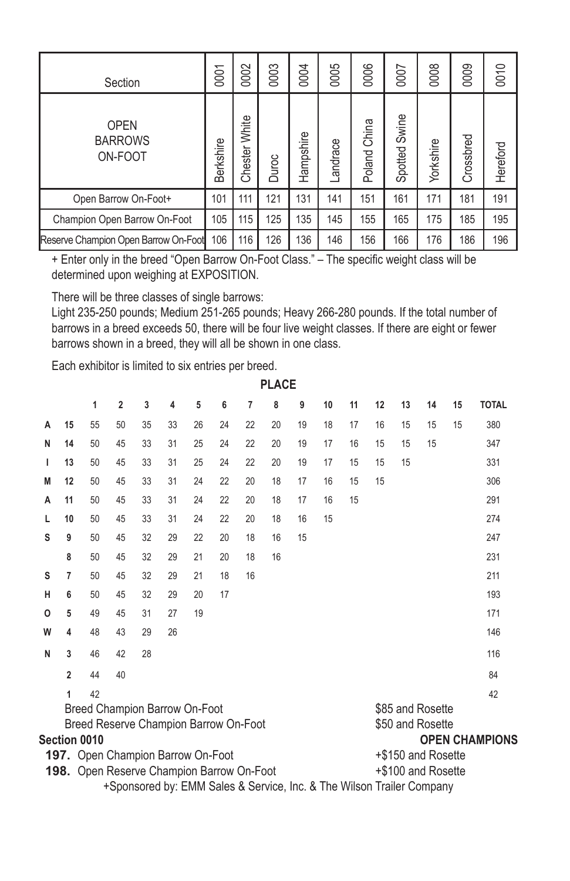| Section | 0001 | 0002 | 0003 | 0004 | 0005 | 0006 | 0007 | 0008 | 0009 | 0010 |
|---|---|---|---|---|---|---|---|---|---|---|
| OPEN BARROWS ON-FOOT | Berkshire | Chester White | Duroc | Hampshire | Landrace | Poland China | Spotted Swine | Yorkshire | Crossbred | Hereford |
| Open Barrow On-Foot+ | 101 | 111 | 121 | 131 | 141 | 151 | 161 | 171 | 181 | 191 |
| Champion Open Barrow On-Foot | 105 | 115 | 125 | 135 | 145 | 155 | 165 | 175 | 185 | 195 |
| Reserve Champion Open Barrow On-Foot | 106 | 116 | 126 | 136 | 146 | 156 | 166 | 176 | 186 | 196 |

+ Enter only in the breed "Open Barrow On-Foot Class." – The specific weight class will be determined upon weighing at EXPOSITION.

There will be three classes of single barrows:
Light 235-250 pounds; Medium 251-265 pounds; Heavy 266-280 pounds. If the total number of barrows in a breed exceeds 50, there will be four live weight classes. If there are eight or fewer barrows shown in a breed, they will all be shown in one class.

Each exhibitor is limited to six entries per breed.

**PLACE**

| | | 1 | 2 | 3 | 4 | 5 | 6 | 7 | 8 | 9 | 10 | 11 | 12 | 13 | 14 | 15 | TOTAL |
|---|---|---|---|---|---|---|---|---|---|---|---|---|---|---|---|---|---|
| A | 15 | 55 | 50 | 35 | 33 | 26 | 24 | 22 | 20 | 19 | 18 | 17 | 16 | 15 | 15 | 15 | 380 |
| N | 14 | 50 | 45 | 33 | 31 | 25 | 24 | 22 | 20 | 19 | 17 | 16 | 15 | 15 | 15 | | 347 |
| I | 13 | 50 | 45 | 33 | 31 | 25 | 24 | 22 | 20 | 19 | 17 | 15 | 15 | 15 | | | 331 |
| M | 12 | 50 | 45 | 33 | 31 | 24 | 22 | 20 | 18 | 17 | 16 | 15 | 15 | | | | 306 |
| A | 11 | 50 | 45 | 33 | 31 | 24 | 22 | 20 | 18 | 17 | 16 | 15 | | | | | 291 |
| L | 10 | 50 | 45 | 33 | 31 | 24 | 22 | 20 | 18 | 16 | 15 | | | | | | 274 |
| S | 9 | 50 | 45 | 32 | 29 | 22 | 20 | 18 | 16 | 15 | | | | | | | 247 |
| | 8 | 50 | 45 | 32 | 29 | 21 | 20 | 18 | 16 | | | | | | | | 231 |
| S | 7 | 50 | 45 | 32 | 29 | 21 | 18 | 16 | | | | | | | | | 211 |
| H | 6 | 50 | 45 | 32 | 29 | 20 | 17 | | | | | | | | | | 193 |
| O | 5 | 49 | 45 | 31 | 27 | 19 | | | | | | | | | | | 171 |
| W | 4 | 48 | 43 | 29 | 26 | | | | | | | | | | | | 146 |
| N | 3 | 46 | 42 | 28 | | | | | | | | | | | | | 116 |
| | 2 | 44 | 40 | | | | | | | | | | | | | | 84 |
| | 1 | 42 | | | | | | | | | | | | | | | 42 |

Breed Champion Barrow On-Foot — $85 and Rosette
Breed Reserve Champion Barrow On-Foot — $50 and Rosette

**Section 0010** — **OPEN CHAMPIONS**

**197.** Open Champion Barrow On-Foot — +$150 and Rosette
**198.** Open Reserve Champion Barrow On-Foot — +$100 and Rosette

+Sponsored by: EMM Sales & Service, Inc. & The Wilson Trailer Company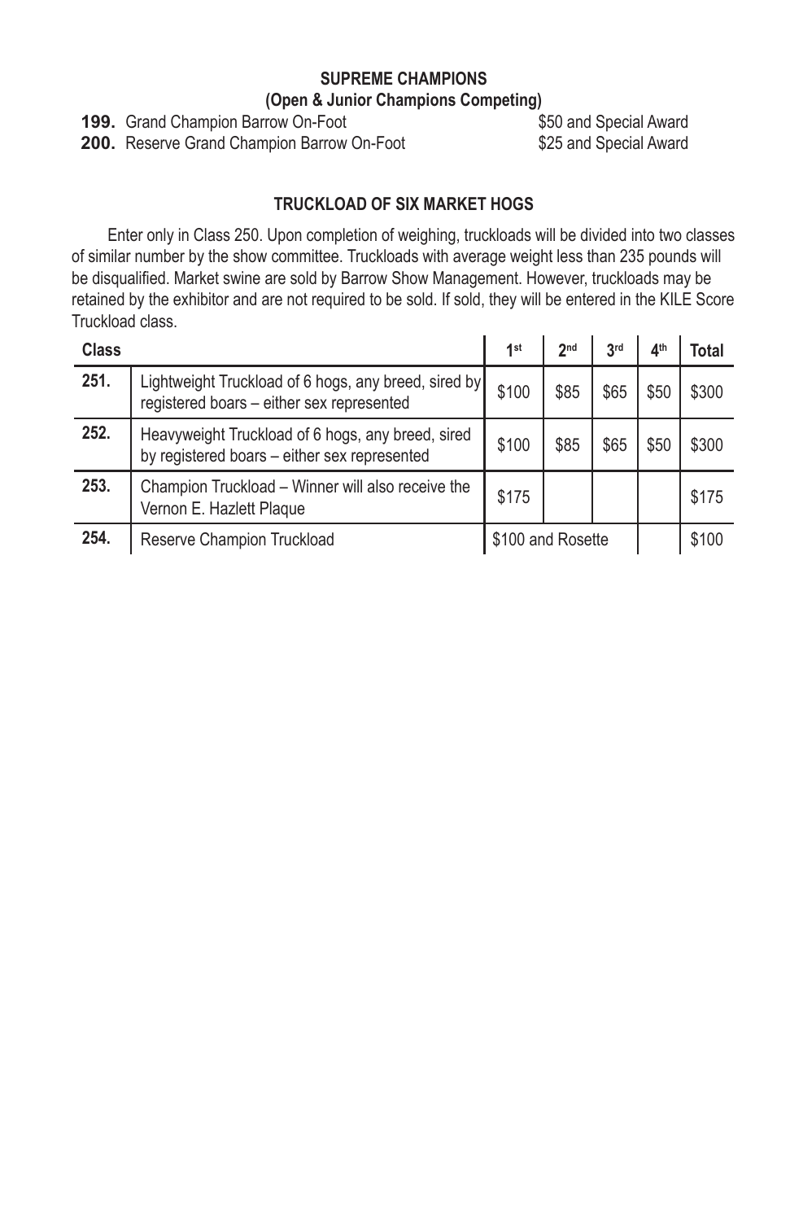## SUPREME CHAMPIONS
### (Open & Junior Champions Competing)

**199.** Grand Champion Barrow On-Foot — $50 and Special Award
**200.** Reserve Grand Champion Barrow On-Foot — $25 and Special Award

## TRUCKLOAD OF SIX MARKET HOGS

Enter only in Class 250. Upon completion of weighing, truckloads will be divided into two classes of similar number by the show committee. Truckloads with average weight less than 235 pounds will be disqualified. Market swine are sold by Barrow Show Management. However, truckloads may be retained by the exhibitor and are not required to be sold. If sold, they will be entered in the KILE Score Truckload class.

| Class | | 1st | 2nd | 3rd | 4th | Total |
|---|---|---|---|---|---|---|
| 251. | Lightweight Truckload of 6 hogs, any breed, sired by registered boars – either sex represented | $100 | $85 | $65 | $50 | $300 |
| 252. | Heavyweight Truckload of 6 hogs, any breed, sired by registered boars – either sex represented | $100 | $85 | $65 | $50 | $300 |
| 253. | Champion Truckload – Winner will also receive the Vernon E. Hazlett Plaque | $175 | | | | $175 |
| 254. | Reserve Champion Truckload | $100 and Rosette | | | | $100 |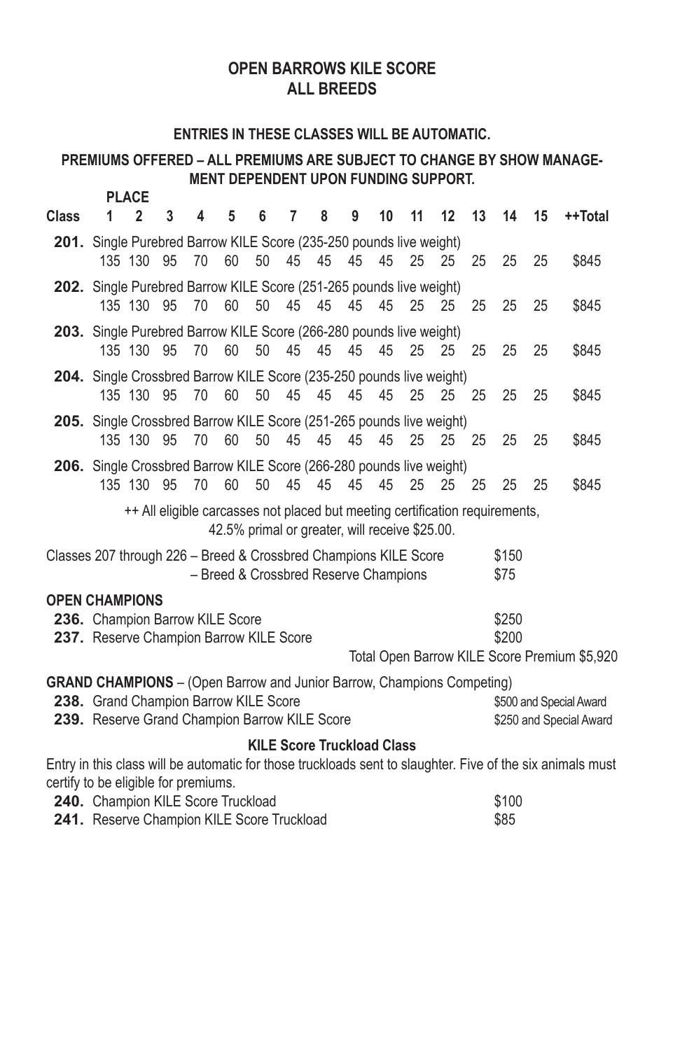## OPEN BARROWS KILE SCORE
## ALL BREEDS

**ENTRIES IN THESE CLASSES WILL BE AUTOMATIC.**

**PREMIUMS OFFERED – ALL PREMIUMS ARE SUBJECT TO CHANGE BY SHOW MANAGEMENT DEPENDENT UPON FUNDING SUPPORT.**

| Class | PLACE 1 | 2 | 3 | 4 | 5 | 6 | 7 | 8 | 9 | 10 | 11 | 12 | 13 | 14 | 15 | ++Total |
|---|---|---|---|---|---|---|---|---|---|---|---|---|---|---|---|---|
| **201.** Single Purebred Barrow KILE Score (235-250 pounds live weight) | 135 | 130 | 95 | 70 | 60 | 50 | 45 | 45 | 45 | 45 | 25 | 25 | 25 | 25 | 25 | $845 |
| **202.** Single Purebred Barrow KILE Score (251-265 pounds live weight) | 135 | 130 | 95 | 70 | 60 | 50 | 45 | 45 | 45 | 45 | 25 | 25 | 25 | 25 | 25 | $845 |
| **203.** Single Purebred Barrow KILE Score (266-280 pounds live weight) | 135 | 130 | 95 | 70 | 60 | 50 | 45 | 45 | 45 | 45 | 25 | 25 | 25 | 25 | 25 | $845 |
| **204.** Single Crossbred Barrow KILE Score (235-250 pounds live weight) | 135 | 130 | 95 | 70 | 60 | 50 | 45 | 45 | 45 | 45 | 25 | 25 | 25 | 25 | 25 | $845 |
| **205.** Single Crossbred Barrow KILE Score (251-265 pounds live weight) | 135 | 130 | 95 | 70 | 60 | 50 | 45 | 45 | 45 | 45 | 25 | 25 | 25 | 25 | 25 | $845 |
| **206.** Single Crossbred Barrow KILE Score (266-280 pounds live weight) | 135 | 130 | 95 | 70 | 60 | 50 | 45 | 45 | 45 | 45 | 25 | 25 | 25 | 25 | 25 | $845 |

++ All eligible carcasses not placed but meeting certification requirements, 42.5% primal or greater, will receive $25.00.

Classes 207 through 226 – Breed & Crossbred Champions KILE Score — $150
– Breed & Crossbred Reserve Champions — $75

**OPEN CHAMPIONS**

**236.** Champion Barrow KILE Score — $250
**237.** Reserve Champion Barrow KILE Score — $200

Total Open Barrow KILE Score Premium $5,920

**GRAND CHAMPIONS** – (Open Barrow and Junior Barrow, Champions Competing)

**238.** Grand Champion Barrow KILE Score — $500 and Special Award
**239.** Reserve Grand Champion Barrow KILE Score — $250 and Special Award

### KILE Score Truckload Class

Entry in this class will be automatic for those truckloads sent to slaughter. Five of the six animals must certify to be eligible for premiums.

**240.** Champion KILE Score Truckload — $100
**241.** Reserve Champion KILE Score Truckload — $85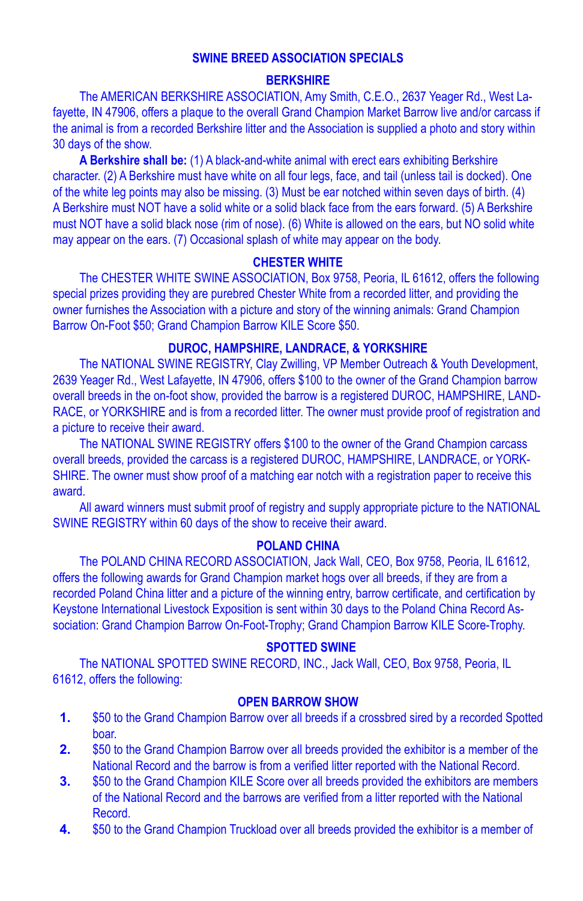## SWINE BREED ASSOCIATION SPECIALS

### BERKSHIRE

The AMERICAN BERKSHIRE ASSOCIATION, Amy Smith, C.E.O., 2637 Yeager Rd., West Lafayette, IN 47906, offers a plaque to the overall Grand Champion Market Barrow live and/or carcass if the animal is from a recorded Berkshire litter and the Association is supplied a photo and story within 30 days of the show.

**A Berkshire shall be:** (1) A black-and-white animal with erect ears exhibiting Berkshire character. (2) A Berkshire must have white on all four legs, face, and tail (unless tail is docked). One of the white leg points may also be missing. (3) Must be ear notched within seven days of birth. (4) A Berkshire must NOT have a solid white or a solid black face from the ears forward. (5) A Berkshire must NOT have a solid black nose (rim of nose). (6) White is allowed on the ears, but NO solid white may appear on the ears. (7) Occasional splash of white may appear on the body.

### CHESTER WHITE

The CHESTER WHITE SWINE ASSOCIATION, Box 9758, Peoria, IL 61612, offers the following special prizes providing they are purebred Chester White from a recorded litter, and providing the owner furnishes the Association with a picture and story of the winning animals: Grand Champion Barrow On-Foot $50; Grand Champion Barrow KILE Score $50.

### DUROC, HAMPSHIRE, LANDRACE, & YORKSHIRE

The NATIONAL SWINE REGISTRY, Clay Zwilling, VP Member Outreach & Youth Development, 2639 Yeager Rd., West Lafayette, IN 47906, offers $100 to the owner of the Grand Champion barrow overall breeds in the on-foot show, provided the barrow is a registered DUROC, HAMPSHIRE, LANDRACE, or YORKSHIRE and is from a recorded litter. The owner must provide proof of registration and a picture to receive their award.

The NATIONAL SWINE REGISTRY offers $100 to the owner of the Grand Champion carcass overall breeds, provided the carcass is a registered DUROC, HAMPSHIRE, LANDRACE, or YORKSHIRE. The owner must show proof of a matching ear notch with a registration paper to receive this award.

All award winners must submit proof of registry and supply appropriate picture to the NATIONAL SWINE REGISTRY within 60 days of the show to receive their award.

### POLAND CHINA

The POLAND CHINA RECORD ASSOCIATION, Jack Wall, CEO, Box 9758, Peoria, IL 61612, offers the following awards for Grand Champion market hogs over all breeds, if they are from a recorded Poland China litter and a picture of the winning entry, barrow certificate, and certification by Keystone International Livestock Exposition is sent within 30 days to the Poland China Record Association: Grand Champion Barrow On-Foot-Trophy; Grand Champion Barrow KILE Score-Trophy.

### SPOTTED SWINE

The NATIONAL SPOTTED SWINE RECORD, INC., Jack Wall, CEO, Box 9758, Peoria, IL 61612, offers the following:

### OPEN BARROW SHOW

1. $50 to the Grand Champion Barrow over all breeds if a crossbred sired by a recorded Spotted boar.
2. $50 to the Grand Champion Barrow over all breeds provided the exhibitor is a member of the National Record and the barrow is from a verified litter reported with the National Record.
3. $50 to the Grand Champion KILE Score over all breeds provided the exhibitors are members of the National Record and the barrows are verified from a litter reported with the National Record.
4. $50 to the Grand Champion Truckload over all breeds provided the exhibitor is a member of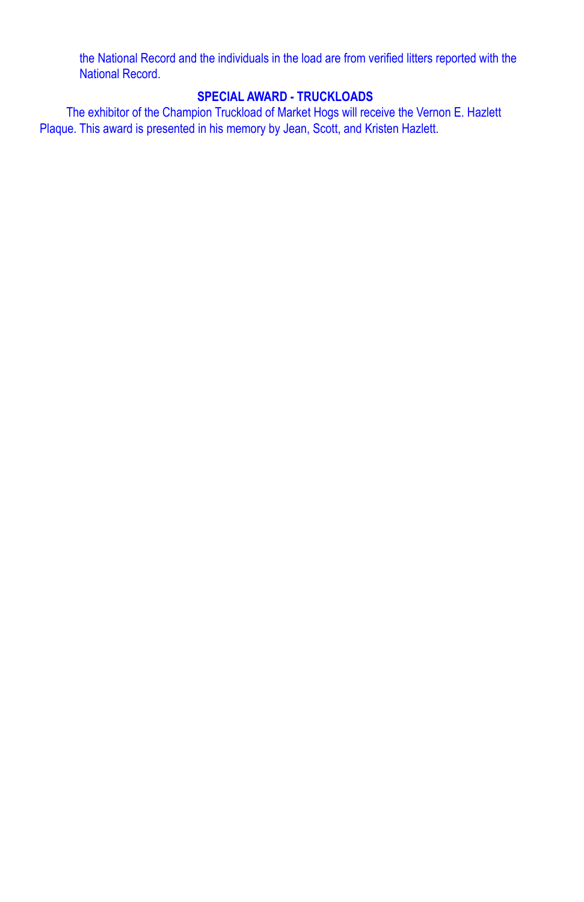the National Record and the individuals in the load are from verified litters reported with the National Record.

### SPECIAL AWARD - TRUCKLOADS

The exhibitor of the Champion Truckload of Market Hogs will receive the Vernon E. Hazlett Plaque. This award is presented in his memory by Jean, Scott, and Kristen Hazlett.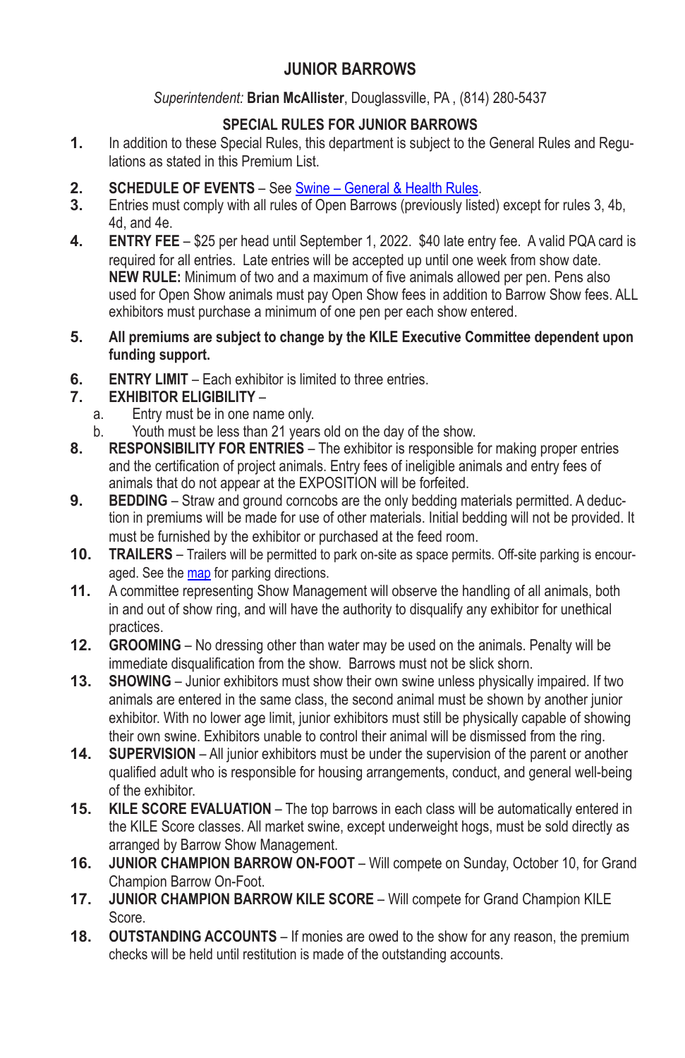## JUNIOR BARROWS

*Superintendent:* **Brian McAllister**, Douglassville, PA , (814) 280-5437

### SPECIAL RULES FOR JUNIOR BARROWS

1. In addition to these Special Rules, this department is subject to the General Rules and Regulations as stated in this Premium List.
2. **SCHEDULE OF EVENTS** – See [Swine – General & Health Rules](#).
3. Entries must comply with all rules of Open Barrows (previously listed) except for rules 3, 4b, 4d, and 4e.
4. **ENTRY FEE** – $25 per head until September 1, 2022. $40 late entry fee. A valid PQA card is required for all entries. Late entries will be accepted up until one week from show date. **NEW RULE:** Minimum of two and a maximum of five animals allowed per pen. Pens also used for Open Show animals must pay Open Show fees in addition to Barrow Show fees. ALL exhibitors must purchase a minimum of one pen per each show entered.
5. **All premiums are subject to change by the KILE Executive Committee dependent upon funding support.**
6. **ENTRY LIMIT** – Each exhibitor is limited to three entries.
7. **EXHIBITOR ELIGIBILITY** –
   a. Entry must be in one name only.
   b. Youth must be less than 21 years old on the day of the show.
8. **RESPONSIBILITY FOR ENTRIES** – The exhibitor is responsible for making proper entries and the certification of project animals. Entry fees of ineligible animals and entry fees of animals that do not appear at the EXPOSITION will be forfeited.
9. **BEDDING** – Straw and ground corncobs are the only bedding materials permitted. A deduction in premiums will be made for use of other materials. Initial bedding will not be provided. It must be furnished by the exhibitor or purchased at the feed room.
10. **TRAILERS** – Trailers will be permitted to park on-site as space permits. Off-site parking is encouraged. See the [map](#) for parking directions.
11. A committee representing Show Management will observe the handling of all animals, both in and out of show ring, and will have the authority to disqualify any exhibitor for unethical practices.
12. **GROOMING** – No dressing other than water may be used on the animals. Penalty will be immediate disqualification from the show. Barrows must not be slick shorn.
13. **SHOWING** – Junior exhibitors must show their own swine unless physically impaired. If two animals are entered in the same class, the second animal must be shown by another junior exhibitor. With no lower age limit, junior exhibitors must still be physically capable of showing their own swine. Exhibitors unable to control their animal will be dismissed from the ring.
14. **SUPERVISION** – All junior exhibitors must be under the supervision of the parent or another qualified adult who is responsible for housing arrangements, conduct, and general well-being of the exhibitor.
15. **KILE SCORE EVALUATION** – The top barrows in each class will be automatically entered in the KILE Score classes. All market swine, except underweight hogs, must be sold directly as arranged by Barrow Show Management.
16. **JUNIOR CHAMPION BARROW ON-FOOT** – Will compete on Sunday, October 10, for Grand Champion Barrow On-Foot.
17. **JUNIOR CHAMPION BARROW KILE SCORE** – Will compete for Grand Champion KILE Score.
18. **OUTSTANDING ACCOUNTS** – If monies are owed to the show for any reason, the premium checks will be held until restitution is made of the outstanding accounts.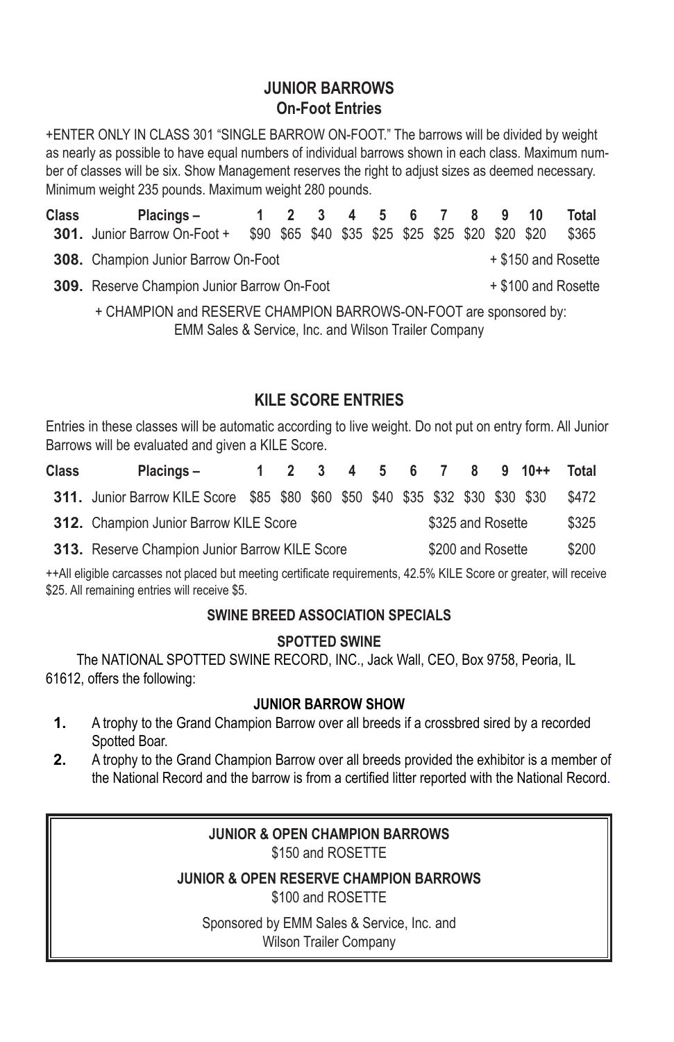## JUNIOR BARROWS
### On-Foot Entries

+ENTER ONLY IN CLASS 301 "SINGLE BARROW ON-FOOT." The barrows will be divided by weight as nearly as possible to have equal numbers of individual barrows shown in each class. Maximum number of classes will be six. Show Management reserves the right to adjust sizes as deemed necessary. Minimum weight 235 pounds. Maximum weight 280 pounds.

| Class | Placings – | 1 | 2 | 3 | 4 | 5 | 6 | 7 | 8 | 9 | 10 | Total |
|---|---|---|---|---|---|---|---|---|---|---|---|---|
| **301.** | Junior Barrow On-Foot + | $90 | $65 | $40 | $35 | $25 | $25 | $25 | $20 | $20 | $20 | $365 |
| **308.** | Champion Junior Barrow On-Foot | | | | | | | | | | | + $150 and Rosette |
| **309.** | Reserve Champion Junior Barrow On-Foot | | | | | | | | | | | + $100 and Rosette |

+ CHAMPION and RESERVE CHAMPION BARROWS-ON-FOOT are sponsored by: EMM Sales & Service, Inc. and Wilson Trailer Company

## KILE SCORE ENTRIES

Entries in these classes will be automatic according to live weight. Do not put on entry form. All Junior Barrows will be evaluated and given a KILE Score.

| Class | Placings – | 1 | 2 | 3 | 4 | 5 | 6 | 7 | 8 | 9 | 10++ | Total |
|---|---|---|---|---|---|---|---|---|---|---|---|---|
| **311.** | Junior Barrow KILE Score | $85 | $80 | $60 | $50 | $40 | $35 | $32 | $30 | $30 | $30 | $472 |
| **312.** | Champion Junior Barrow KILE Score | | | | | | | $325 and Rosette | | | | $325 |
| **313.** | Reserve Champion Junior Barrow KILE Score | | | | | | | $200 and Rosette | | | | $200 |

++All eligible carcasses not placed but meeting certificate requirements, 42.5% KILE Score or greater, will receive $25. All remaining entries will receive $5.

### SWINE BREED ASSOCIATION SPECIALS

### SPOTTED SWINE

The NATIONAL SPOTTED SWINE RECORD, INC., Jack Wall, CEO, Box 9758, Peoria, IL 61612, offers the following:

### JUNIOR BARROW SHOW

1. A trophy to the Grand Champion Barrow over all breeds if a crossbred sired by a recorded Spotted Boar.
2. A trophy to the Grand Champion Barrow over all breeds provided the exhibitor is a member of the National Record and the barrow is from a certified litter reported with the National Record.

**JUNIOR & OPEN CHAMPION BARROWS**
$150 and ROSETTE

**JUNIOR & OPEN RESERVE CHAMPION BARROWS**
$100 and ROSETTE

Sponsored by EMM Sales & Service, Inc. and Wilson Trailer Company